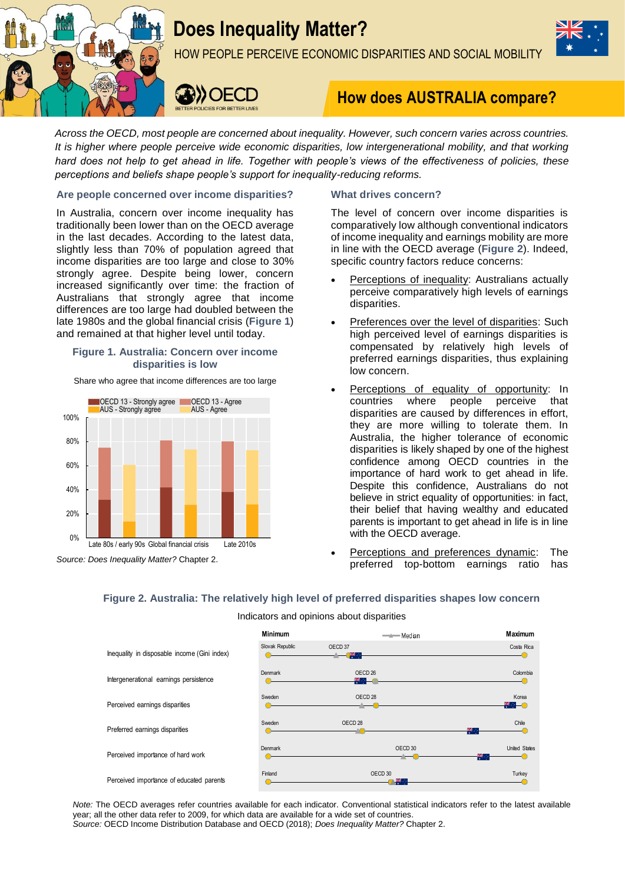# Does Inequality Matter?

HOW PEOPLE PERCEIVE ECONOMIC DISPARITIES AND SOCIAL MOBILITY

## How does AUSTRALIA compare?

*Across the OECD, most people are concerned about inequality. However, such concern varies across countries. It is higher where people perceive wide economic disparities, low intergenerational mobility, and that working hard does not help to get ahead in life. Together with people's views of the effectiveness of policies, these perceptions and beliefs shape people's support for inequality-reducing reforms.*

### Are people concerned over income disparities?

In Australia, concern over income inequality has traditionally been lower than on the OECD average in the last decades. According to the latest data, slightly less than 70% of population agreed that income disparities are too large and close to 30% strongly agree. Despite being lower, concern increased significantly over time: the fraction of Australians that strongly agree that income differences are too large had doubled between the late 1980s and the global financial crisis (**Figure 1**) and remained at that higher level until today.

**Figure 1. Australia: Concern over income disparities is low**

Share who agree that income differences are too large

Legend: OECD 13 - Strongly agree; OECD 13 - Agree; AUS - Strongly agree; AUS - Agree

Y-axis: 0%, 20%, 40%, 60%, 80%, 100%

X-axis: Late 80s / early 90s; Global financial crisis; Late 2010s

*Source: Does Inequality Matter?* Chapter 2.

### What drives concern?

The level of concern over income disparities is comparatively low although conventional indicators of income inequality and earnings mobility are more in line with the OECD average (**Figure 2**). Indeed, specific country factors reduce concerns:

- Perceptions of inequality: Australians actually perceive comparatively high levels of earnings disparities.
- Preferences over the level of disparities: Such high perceived level of earnings disparities is compensated by relatively high levels of preferred earnings disparities, thus explaining low concern.
- Perceptions of equality of opportunity: In countries where people perceive that disparities are caused by differences in effort, they are more willing to tolerate them. In Australia, the higher tolerance of economic disparities is likely shaped by one of the highest confidence among OECD countries in the importance of hard work to get ahead in life. Despite this confidence, Australians do not believe in strict equality of opportunities: in fact, their belief that having wealthy and educated parents is important to get ahead in life is in line with the OECD average.
- Perceptions and preferences dynamic: The preferred top-bottom earnings ratio has

**Figure 2. Australia: The relatively high level of preferred disparities shapes low concern**

Indicators and opinions about disparities

| Indicator | Minimum | Median | Maximum |
|---|---|---|---|
| Inequality in disposable income (Gini index) | Slovak Republic | OECD 37 | Costa Rica |
| Intergenerational earnings persistence | Denmark | OECD 26 | Colombia |
| Perceived earnings disparities | Sweden | OECD 28 | Korea |
| Preferred earnings disparities | Sweden | OECD 28 | Chile |
| Perceived importance of hard work | Denmark | OECD 30 | United States |
| Perceived importance of educated parents | Finland | OECD 30 | Turkey |

*Note:* The OECD averages refer countries available for each indicator. Conventional statistical indicators refer to the latest available year; all the other data refer to 2009, for which data are available for a wide set of countries.
*Source:* OECD Income Distribution Database and OECD (2018); *Does Inequality Matter?* Chapter 2.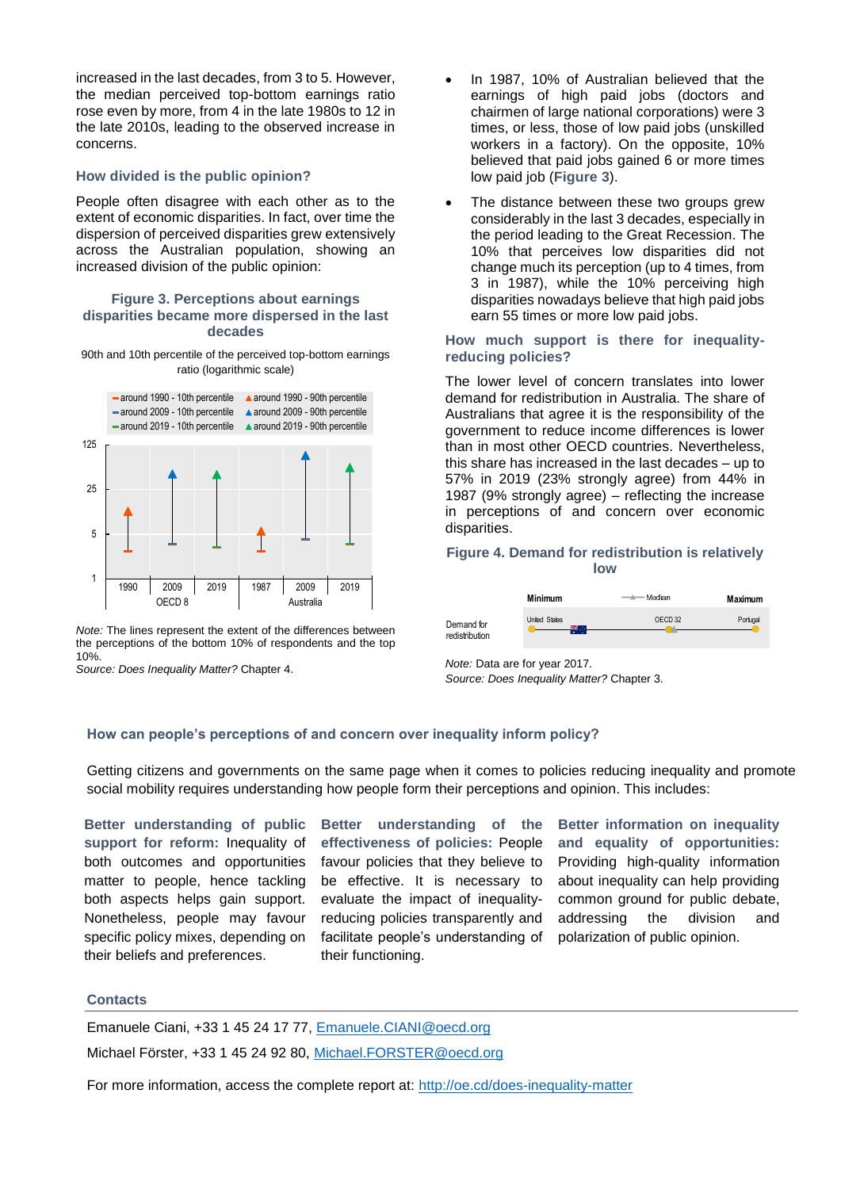increased in the last decades, from 3 to 5. However, the median perceived top-bottom earnings ratio rose even by more, from 4 in the late 1980s to 12 in the late 2010s, leading to the observed increase in concerns.

### How divided is the public opinion?

People often disagree with each other as to the extent of economic disparities. In fact, over time the dispersion of perceived disparities grew extensively across the Australian population, showing an increased division of the public opinion:

**Figure 3. Perceptions about earnings disparities became more dispersed in the last decades**

90th and 10th percentile of the perceived top-bottom earnings ratio (logarithmic scale)

around 1990 - 10th percentile
around 1990 - 90th percentile
around 2009 - 10th percentile
around 2009 - 90th percentile
around 2019 - 10th percentile
around 2019 - 90th percentile

125
25
5
1

1990
2009
2019
OECD 8
1987
2009
2019
Australia

*Note:* The lines represent the extent of the differences between the perceptions of the bottom 10% of respondents and the top 10%.
*Source: Does Inequality Matter?* Chapter 4.

- In 1987, 10% of Australian believed that the earnings of high paid jobs (doctors and chairmen of large national corporations) were 3 times, or less, those of low paid jobs (unskilled workers in a factory). On the opposite, 10% believed that paid jobs gained 6 or more times low paid job (**Figure 3**).
- The distance between these two groups grew considerably in the last 3 decades, especially in the period leading to the Great Recession. The 10% that perceives low disparities did not change much its perception (up to 4 times, from 3 in 1987), while the 10% perceiving high disparities nowadays believe that high paid jobs earn 55 times or more low paid jobs.

### How much support is there for inequality-reducing policies?

The lower level of concern translates into lower demand for redistribution in Australia. The share of Australians that agree it is the responsibility of the government to reduce income differences is lower than in most other OECD countries. Nevertheless, this share has increased in the last decades – up to 57% in 2019 (23% strongly agree) from 44% in 1987 (9% strongly agree) – reflecting the increase in perceptions of and concern over economic disparities.

**Figure 4. Demand for redistribution is relatively low**

Minimum
Median
Maximum
Demand for redistribution
United States
OECD 32
Portugal

*Note:* Data are for year 2017.
*Source: Does Inequality Matter?* Chapter 3.

### How can people's perceptions of and concern over inequality inform policy?

Getting citizens and governments on the same page when it comes to policies reducing inequality and promote social mobility requires understanding how people form their perceptions and opinion. This includes:

**Better understanding of public support for reform:** Inequality of both outcomes and opportunities matter to people, hence tackling both aspects helps gain support. Nonetheless, people may favour specific policy mixes, depending on their beliefs and preferences.

**Better understanding of the effectiveness of policies:** People favour policies that they believe to be effective. It is necessary to evaluate the impact of inequality-reducing policies transparently and facilitate people's understanding of their functioning.

**Better information on inequality and equality of opportunities:** Providing high-quality information about inequality can help providing common ground for public debate, addressing the division and polarization of public opinion.

### Contacts

Emanuele Ciani, +33 1 45 24 17 77, Emanuele.CIANI@oecd.org

Michael Förster, +33 1 45 24 92 80, Michael.FORSTER@oecd.org

For more information, access the complete report at: http://oe.cd/does-inequality-matter